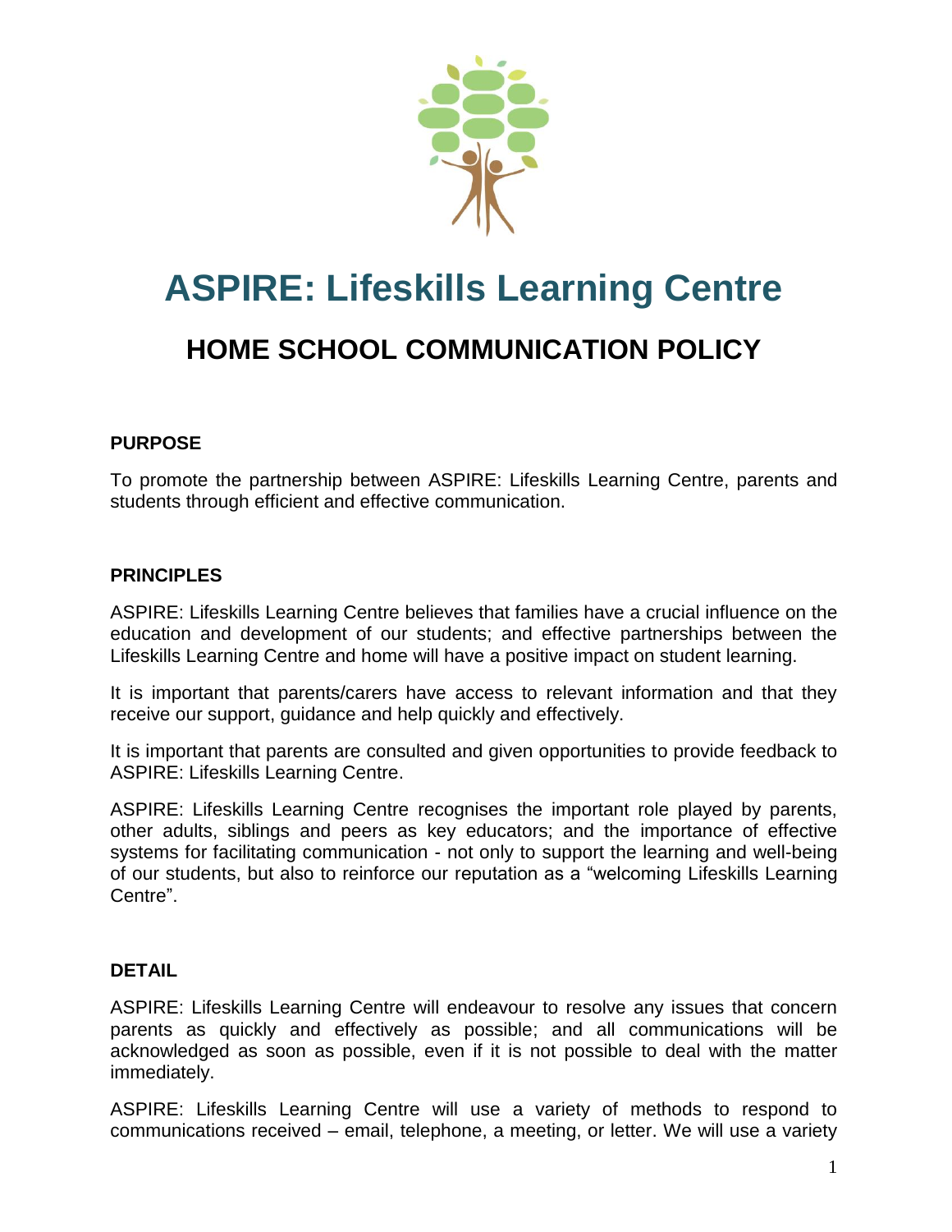# ASPIRE: Lifeskills Learning Centre

## HOME SCHOOL COMMUNICATION POLICY

### PURPOSE

To promote the partnership between ASPIRE: Lifeskills Learning Centre, parents and students through efficient and effective communication.

### PRINCIPLES

ASPIRE: Lifeskills Learning Centre believes that families have a crucial influence on the education and development of our students; and effective partnerships between the Lifeskills Learning Centre and home will have a positive impact on student learning.

It is important that parents/carers have access to relevant information and that they receive our support, guidance and help quickly and effectively.

It is important that parents are consulted and given opportunities to provide feedback to ASPIRE: Lifeskills Learning Centre.

ASPIRE: Lifeskills Learning Centre recognises the important role played by parents, other adults, siblings and peers as key educators; and the importance of effective systems for facilitating communication - not only to support the learning and well-being of our students, but also to reinforce our reputation as a "welcoming Lifeskills Learning Centre".

### DETAIL

ASPIRE: Lifeskills Learning Centre will endeavour to resolve any issues that concern parents as quickly and effectively as possible; and all communications will be acknowledged as soon as possible, even if it is not possible to deal with the matter immediately.

ASPIRE: Lifeskills Learning Centre will use a variety of methods to respond to communications received – email, telephone, a meeting, or letter. We will use a variety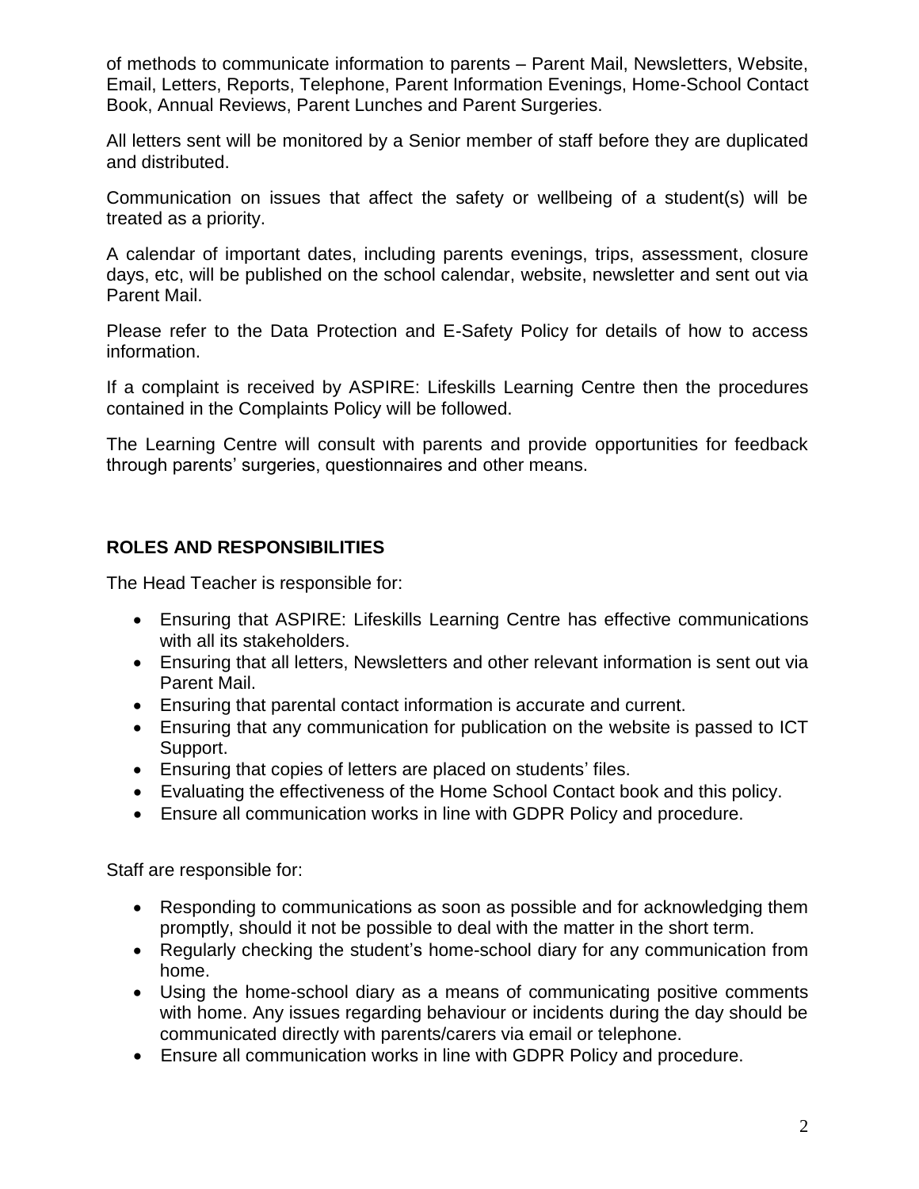of methods to communicate information to parents – Parent Mail, Newsletters, Website, Email, Letters, Reports, Telephone, Parent Information Evenings, Home-School Contact Book, Annual Reviews, Parent Lunches and Parent Surgeries.

All letters sent will be monitored by a Senior member of staff before they are duplicated and distributed.

Communication on issues that affect the safety or wellbeing of a student(s) will be treated as a priority.

A calendar of important dates, including parents evenings, trips, assessment, closure days, etc, will be published on the school calendar, website, newsletter and sent out via Parent Mail.

Please refer to the Data Protection and E-Safety Policy for details of how to access information.

If a complaint is received by ASPIRE: Lifeskills Learning Centre then the procedures contained in the Complaints Policy will be followed.

The Learning Centre will consult with parents and provide opportunities for feedback through parents' surgeries, questionnaires and other means.

## ROLES AND RESPONSIBILITIES

The Head Teacher is responsible for:

- Ensuring that ASPIRE: Lifeskills Learning Centre has effective communications with all its stakeholders.
- Ensuring that all letters, Newsletters and other relevant information is sent out via Parent Mail.
- Ensuring that parental contact information is accurate and current.
- Ensuring that any communication for publication on the website is passed to ICT Support.
- Ensuring that copies of letters are placed on students' files.
- Evaluating the effectiveness of the Home School Contact book and this policy.
- Ensure all communication works in line with GDPR Policy and procedure.

Staff are responsible for:

- Responding to communications as soon as possible and for acknowledging them promptly, should it not be possible to deal with the matter in the short term.
- Regularly checking the student's home-school diary for any communication from home.
- Using the home-school diary as a means of communicating positive comments with home. Any issues regarding behaviour or incidents during the day should be communicated directly with parents/carers via email or telephone.
- Ensure all communication works in line with GDPR Policy and procedure.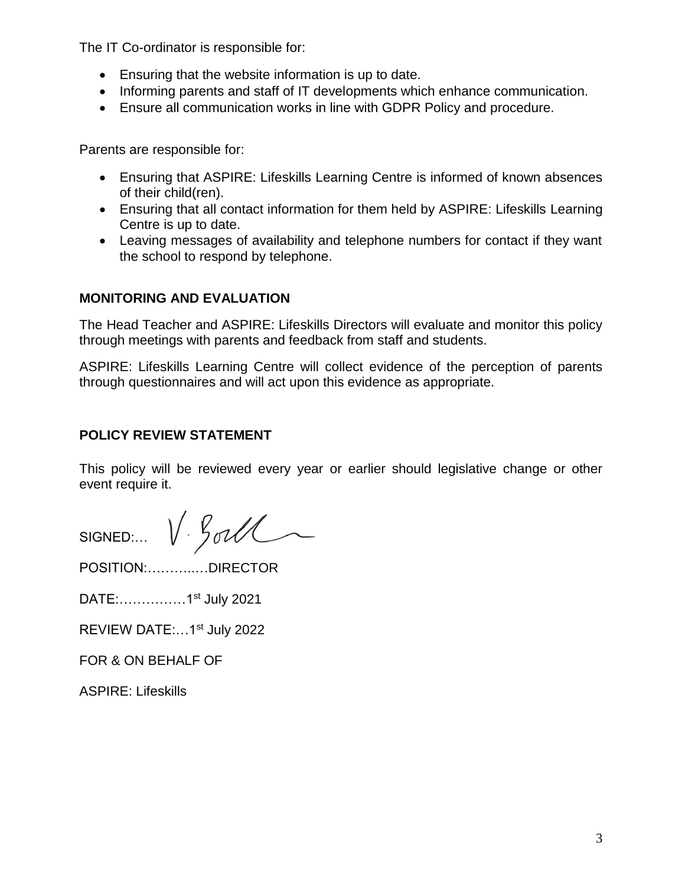The IT Co-ordinator is responsible for:

- Ensuring that the website information is up to date.
- Informing parents and staff of IT developments which enhance communication.
- Ensure all communication works in line with GDPR Policy and procedure.

Parents are responsible for:

- Ensuring that ASPIRE: Lifeskills Learning Centre is informed of known absences of their child(ren).
- Ensuring that all contact information for them held by ASPIRE: Lifeskills Learning Centre is up to date.
- Leaving messages of availability and telephone numbers for contact if they want the school to respond by telephone.

## MONITORING AND EVALUATION

The Head Teacher and ASPIRE: Lifeskills Directors will evaluate and monitor this policy through meetings with parents and feedback from staff and students.

ASPIRE: Lifeskills Learning Centre will collect evidence of the perception of parents through questionnaires and will act upon this evidence as appropriate.

## POLICY REVIEW STATEMENT

This policy will be reviewed every year or earlier should legislative change or other event require it.

SIGNED:… V. Boll

POSITION:………..…DIRECTOR

DATE:……………1st July 2021

REVIEW DATE:…1st July 2022

FOR & ON BEHALF OF

ASPIRE: Lifeskills